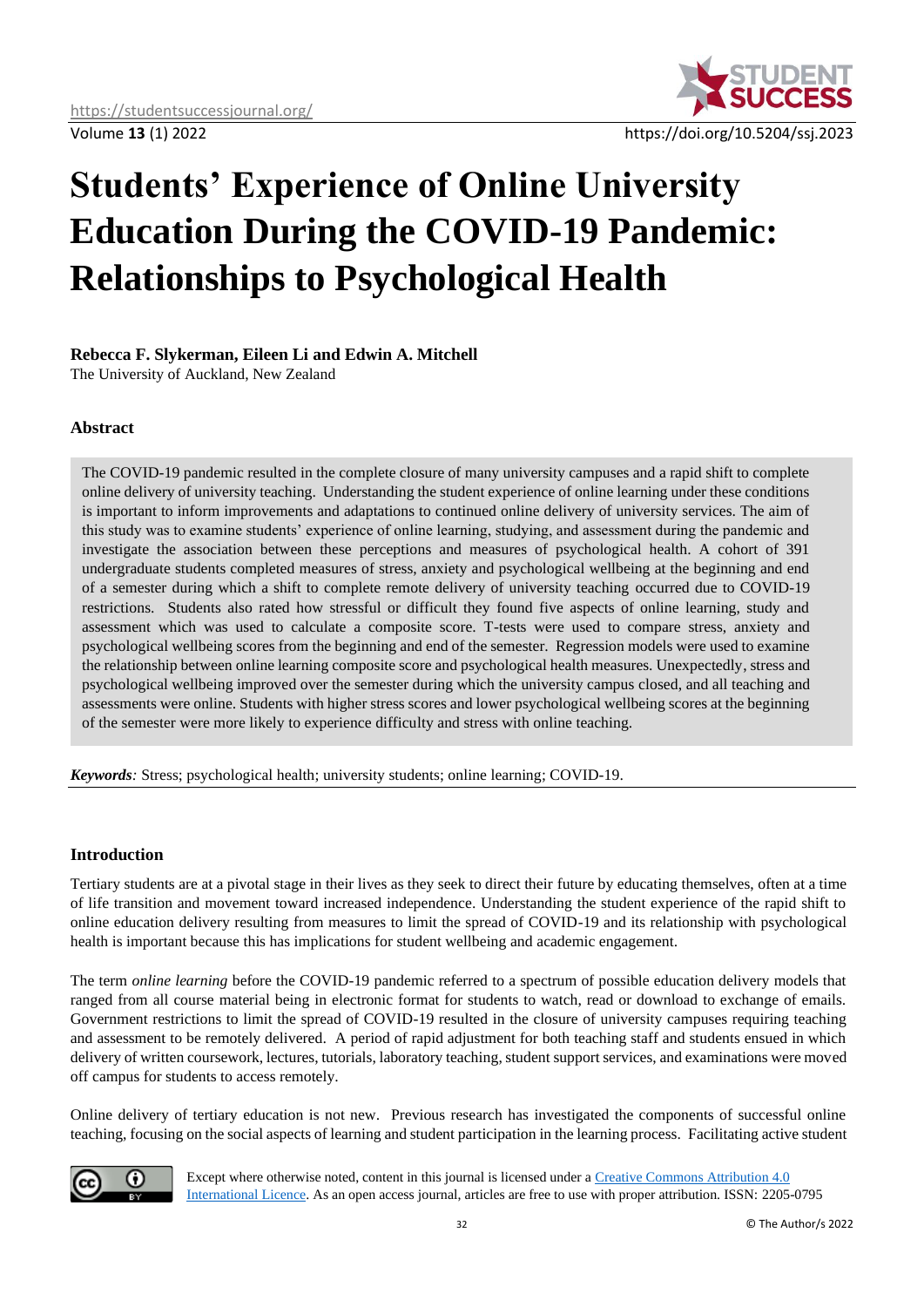# Students' Experience of Online University Education During the COVID-19 Pandemic: Relationships to Psychological Health

**Rebecca F. Slykerman, Eileen Li and Edwin A. Mitchell**
The University of Auckland, New Zealand

### Abstract

The COVID-19 pandemic resulted in the complete closure of many university campuses and a rapid shift to complete online delivery of university teaching. Understanding the student experience of online learning under these conditions is important to inform improvements and adaptations to continued online delivery of university services. The aim of this study was to examine students' experience of online learning, studying, and assessment during the pandemic and investigate the association between these perceptions and measures of psychological health. A cohort of 391 undergraduate students completed measures of stress, anxiety and psychological wellbeing at the beginning and end of a semester during which a shift to complete remote delivery of university teaching occurred due to COVID-19 restrictions. Students also rated how stressful or difficult they found five aspects of online learning, study and assessment which was used to calculate a composite score. T-tests were used to compare stress, anxiety and psychological wellbeing scores from the beginning and end of the semester. Regression models were used to examine the relationship between online learning composite score and psychological health measures. Unexpectedly, stress and psychological wellbeing improved over the semester during which the university campus closed, and all teaching and assessments were online. Students with higher stress scores and lower psychological wellbeing scores at the beginning of the semester were more likely to experience difficulty and stress with online teaching.

***Keywords**:* Stress; psychological health; university students; online learning; COVID-19.

### Introduction

Tertiary students are at a pivotal stage in their lives as they seek to direct their future by educating themselves, often at a time of life transition and movement toward increased independence. Understanding the student experience of the rapid shift to online education delivery resulting from measures to limit the spread of COVID-19 and its relationship with psychological health is important because this has implications for student wellbeing and academic engagement.

The term *online learning* before the COVID-19 pandemic referred to a spectrum of possible education delivery models that ranged from all course material being in electronic format for students to watch, read or download to exchange of emails. Government restrictions to limit the spread of COVID-19 resulted in the closure of university campuses requiring teaching and assessment to be remotely delivered. A period of rapid adjustment for both teaching staff and students ensued in which delivery of written coursework, lectures, tutorials, laboratory teaching, student support services, and examinations were moved off campus for students to access remotely.

Online delivery of tertiary education is not new. Previous research has investigated the components of successful online teaching, focusing on the social aspects of learning and student participation in the learning process. Facilitating active student

Except where otherwise noted, content in this journal is licensed under a Creative Commons Attribution 4.0 International Licence. As an open access journal, articles are free to use with proper attribution. ISSN: 2205-0795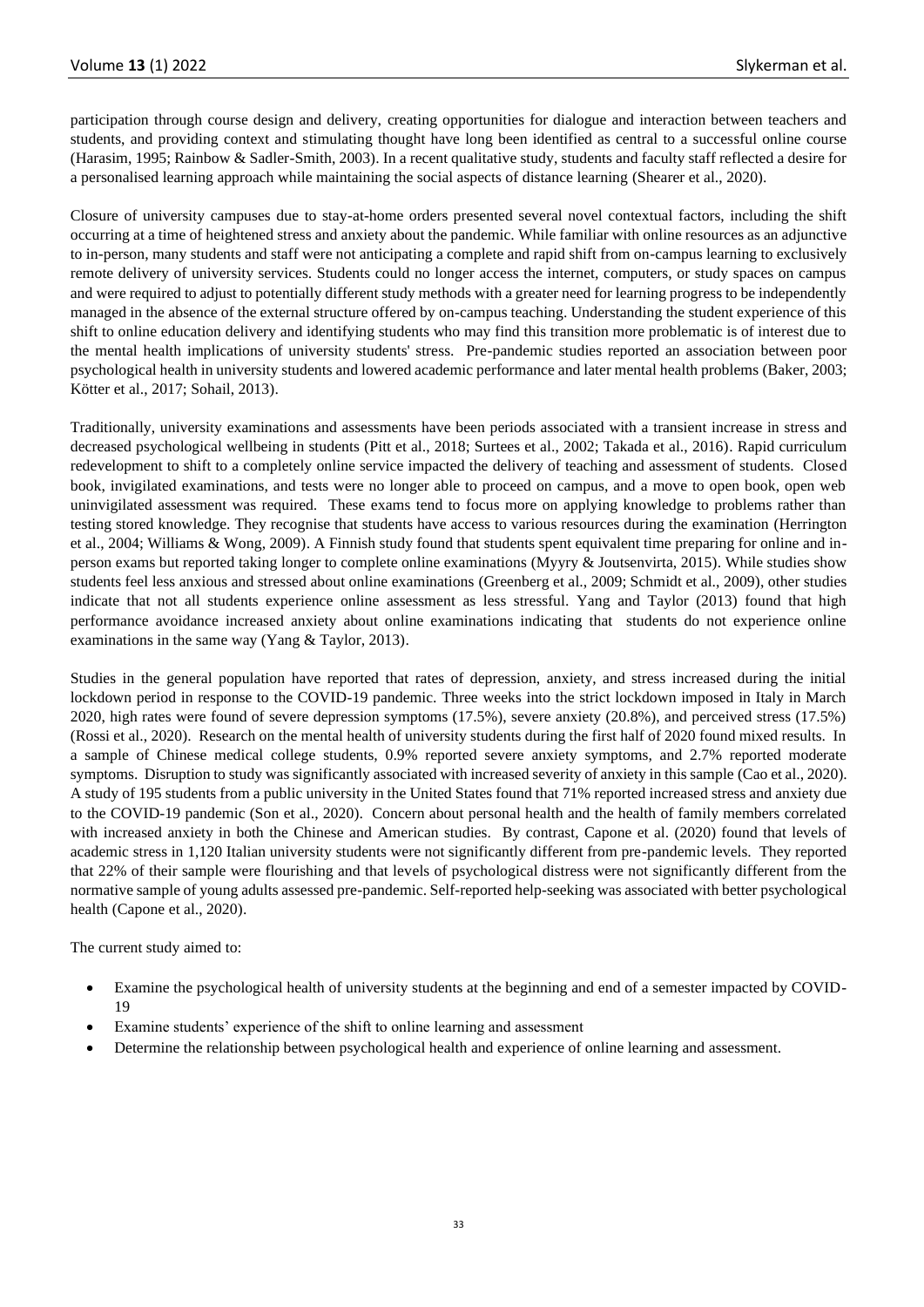participation through course design and delivery, creating opportunities for dialogue and interaction between teachers and students, and providing context and stimulating thought have long been identified as central to a successful online course (Harasim, 1995; Rainbow & Sadler-Smith, 2003). In a recent qualitative study, students and faculty staff reflected a desire for a personalised learning approach while maintaining the social aspects of distance learning (Shearer et al., 2020).

Closure of university campuses due to stay-at-home orders presented several novel contextual factors, including the shift occurring at a time of heightened stress and anxiety about the pandemic. While familiar with online resources as an adjunctive to in-person, many students and staff were not anticipating a complete and rapid shift from on-campus learning to exclusively remote delivery of university services. Students could no longer access the internet, computers, or study spaces on campus and were required to adjust to potentially different study methods with a greater need for learning progress to be independently managed in the absence of the external structure offered by on-campus teaching. Understanding the student experience of this shift to online education delivery and identifying students who may find this transition more problematic is of interest due to the mental health implications of university students' stress. Pre-pandemic studies reported an association between poor psychological health in university students and lowered academic performance and later mental health problems (Baker, 2003; Kötter et al., 2017; Sohail, 2013).

Traditionally, university examinations and assessments have been periods associated with a transient increase in stress and decreased psychological wellbeing in students (Pitt et al., 2018; Surtees et al., 2002; Takada et al., 2016). Rapid curriculum redevelopment to shift to a completely online service impacted the delivery of teaching and assessment of students. Closed book, invigilated examinations, and tests were no longer able to proceed on campus, and a move to open book, open web uninvigilated assessment was required. These exams tend to focus more on applying knowledge to problems rather than testing stored knowledge. They recognise that students have access to various resources during the examination (Herrington et al., 2004; Williams & Wong, 2009). A Finnish study found that students spent equivalent time preparing for online and in-person exams but reported taking longer to complete online examinations (Myyry & Joutsenvirta, 2015). While studies show students feel less anxious and stressed about online examinations (Greenberg et al., 2009; Schmidt et al., 2009), other studies indicate that not all students experience online assessment as less stressful. Yang and Taylor (2013) found that high performance avoidance increased anxiety about online examinations indicating that students do not experience online examinations in the same way (Yang & Taylor, 2013).

Studies in the general population have reported that rates of depression, anxiety, and stress increased during the initial lockdown period in response to the COVID-19 pandemic. Three weeks into the strict lockdown imposed in Italy in March 2020, high rates were found of severe depression symptoms (17.5%), severe anxiety (20.8%), and perceived stress (17.5%) (Rossi et al., 2020). Research on the mental health of university students during the first half of 2020 found mixed results. In a sample of Chinese medical college students, 0.9% reported severe anxiety symptoms, and 2.7% reported moderate symptoms. Disruption to study was significantly associated with increased severity of anxiety in this sample (Cao et al., 2020). A study of 195 students from a public university in the United States found that 71% reported increased stress and anxiety due to the COVID-19 pandemic (Son et al., 2020). Concern about personal health and the health of family members correlated with increased anxiety in both the Chinese and American studies. By contrast, Capone et al. (2020) found that levels of academic stress in 1,120 Italian university students were not significantly different from pre-pandemic levels. They reported that 22% of their sample were flourishing and that levels of psychological distress were not significantly different from the normative sample of young adults assessed pre-pandemic. Self-reported help-seeking was associated with better psychological health (Capone et al., 2020).

The current study aimed to:

- Examine the psychological health of university students at the beginning and end of a semester impacted by COVID-19
- Examine students' experience of the shift to online learning and assessment
- Determine the relationship between psychological health and experience of online learning and assessment.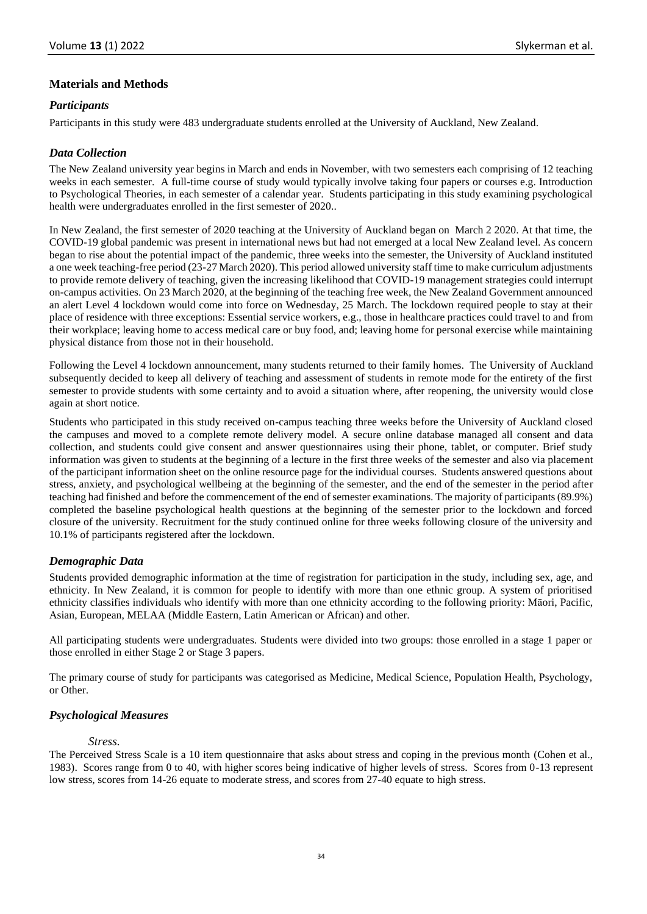## Materials and Methods

### *Participants*

Participants in this study were 483 undergraduate students enrolled at the University of Auckland, New Zealand.

### *Data Collection*

The New Zealand university year begins in March and ends in November, with two semesters each comprising of 12 teaching weeks in each semester. A full-time course of study would typically involve taking four papers or courses e.g. Introduction to Psychological Theories, in each semester of a calendar year. Students participating in this study examining psychological health were undergraduates enrolled in the first semester of 2020..

In New Zealand, the first semester of 2020 teaching at the University of Auckland began on March 2 2020. At that time, the COVID-19 global pandemic was present in international news but had not emerged at a local New Zealand level. As concern began to rise about the potential impact of the pandemic, three weeks into the semester, the University of Auckland instituted a one week teaching-free period (23-27 March 2020). This period allowed university staff time to make curriculum adjustments to provide remote delivery of teaching, given the increasing likelihood that COVID-19 management strategies could interrupt on-campus activities. On 23 March 2020, at the beginning of the teaching free week, the New Zealand Government announced an alert Level 4 lockdown would come into force on Wednesday, 25 March. The lockdown required people to stay at their place of residence with three exceptions: Essential service workers, e.g., those in healthcare practices could travel to and from their workplace; leaving home to access medical care or buy food, and; leaving home for personal exercise while maintaining physical distance from those not in their household.

Following the Level 4 lockdown announcement, many students returned to their family homes. The University of Auckland subsequently decided to keep all delivery of teaching and assessment of students in remote mode for the entirety of the first semester to provide students with some certainty and to avoid a situation where, after reopening, the university would close again at short notice.

Students who participated in this study received on-campus teaching three weeks before the University of Auckland closed the campuses and moved to a complete remote delivery model. A secure online database managed all consent and data collection, and students could give consent and answer questionnaires using their phone, tablet, or computer. Brief study information was given to students at the beginning of a lecture in the first three weeks of the semester and also via placement of the participant information sheet on the online resource page for the individual courses. Students answered questions about stress, anxiety, and psychological wellbeing at the beginning of the semester, and the end of the semester in the period after teaching had finished and before the commencement of the end of semester examinations. The majority of participants (89.9%) completed the baseline psychological health questions at the beginning of the semester prior to the lockdown and forced closure of the university. Recruitment for the study continued online for three weeks following closure of the university and 10.1% of participants registered after the lockdown.

### *Demographic Data*

Students provided demographic information at the time of registration for participation in the study, including sex, age, and ethnicity. In New Zealand, it is common for people to identify with more than one ethnic group. A system of prioritised ethnicity classifies individuals who identify with more than one ethnicity according to the following priority: Māori, Pacific, Asian, European, MELAA (Middle Eastern, Latin American or African) and other.

All participating students were undergraduates. Students were divided into two groups: those enrolled in a stage 1 paper or those enrolled in either Stage 2 or Stage 3 papers.

The primary course of study for participants was categorised as Medicine, Medical Science, Population Health, Psychology, or Other.

### *Psychological Measures*

*Stress.*

The Perceived Stress Scale is a 10 item questionnaire that asks about stress and coping in the previous month (Cohen et al., 1983). Scores range from 0 to 40, with higher scores being indicative of higher levels of stress. Scores from 0-13 represent low stress, scores from 14-26 equate to moderate stress, and scores from 27-40 equate to high stress.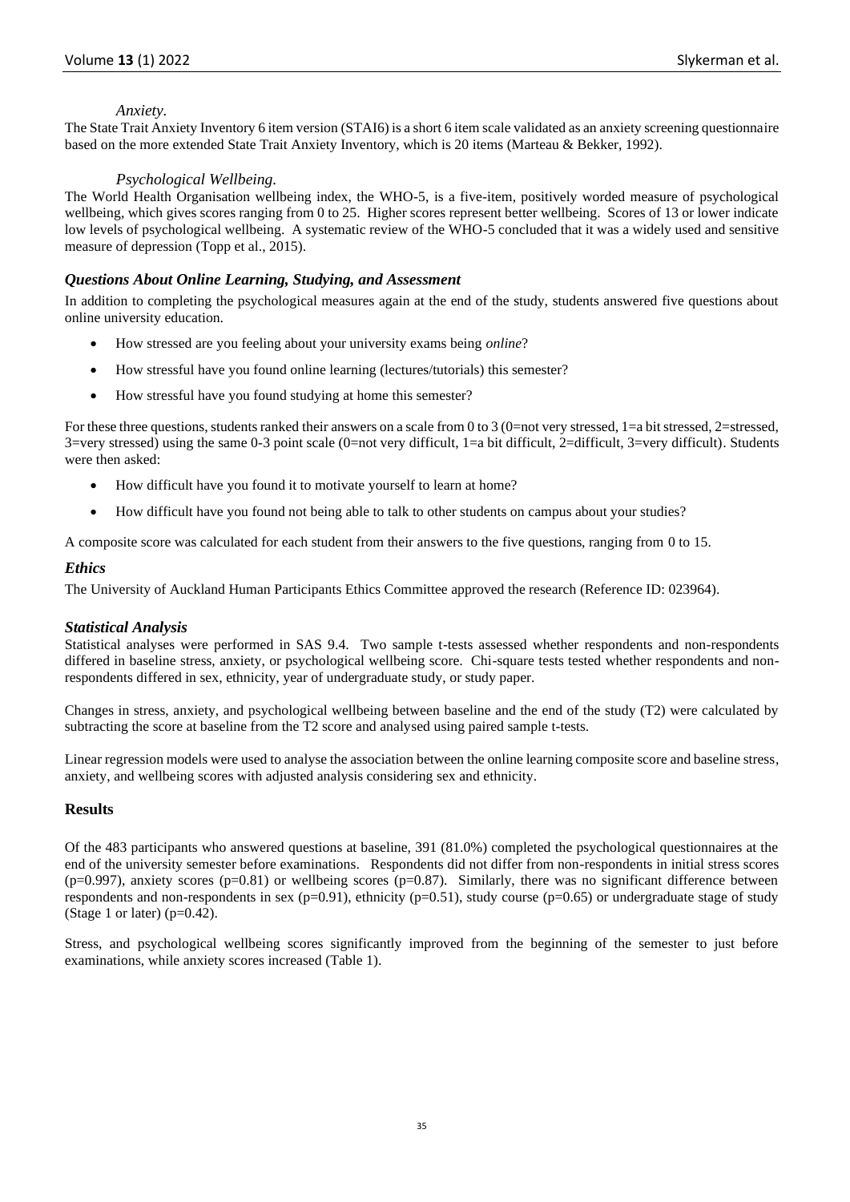#### *Anxiety.*

The State Trait Anxiety Inventory 6 item version (STAI6) is a short 6 item scale validated as an anxiety screening questionnaire based on the more extended State Trait Anxiety Inventory, which is 20 items (Marteau & Bekker, 1992).

#### *Psychological Wellbeing.*

The World Health Organisation wellbeing index, the WHO-5, is a five-item, positively worded measure of psychological wellbeing, which gives scores ranging from 0 to 25. Higher scores represent better wellbeing. Scores of 13 or lower indicate low levels of psychological wellbeing. A systematic review of the WHO-5 concluded that it was a widely used and sensitive measure of depression (Topp et al., 2015).

### *Questions About Online Learning, Studying, and Assessment*

In addition to completing the psychological measures again at the end of the study, students answered five questions about online university education.

- How stressed are you feeling about your university exams being *online*?
- How stressful have you found online learning (lectures/tutorials) this semester?
- How stressful have you found studying at home this semester?

For these three questions, students ranked their answers on a scale from 0 to 3 (0=not very stressed, 1=a bit stressed, 2=stressed, 3=very stressed) using the same 0-3 point scale (0=not very difficult, 1=a bit difficult, 2=difficult, 3=very difficult). Students were then asked:

- How difficult have you found it to motivate yourself to learn at home?
- How difficult have you found not being able to talk to other students on campus about your studies?

A composite score was calculated for each student from their answers to the five questions, ranging from 0 to 15.

### *Ethics*

The University of Auckland Human Participants Ethics Committee approved the research (Reference ID: 023964).

### *Statistical Analysis*

Statistical analyses were performed in SAS 9.4. Two sample t-tests assessed whether respondents and non-respondents differed in baseline stress, anxiety, or psychological wellbeing score. Chi-square tests tested whether respondents and non-respondents differed in sex, ethnicity, year of undergraduate study, or study paper.

Changes in stress, anxiety, and psychological wellbeing between baseline and the end of the study (T2) were calculated by subtracting the score at baseline from the T2 score and analysed using paired sample t-tests.

Linear regression models were used to analyse the association between the online learning composite score and baseline stress, anxiety, and wellbeing scores with adjusted analysis considering sex and ethnicity.

## Results

Of the 483 participants who answered questions at baseline, 391 (81.0%) completed the psychological questionnaires at the end of the university semester before examinations. Respondents did not differ from non-respondents in initial stress scores ($p=0.997$), anxiety scores ($p=0.81$) or wellbeing scores ($p=0.87$). Similarly, there was no significant difference between respondents and non-respondents in sex ($p=0.91$), ethnicity ($p=0.51$), study course ($p=0.65$) or undergraduate stage of study (Stage 1 or later) ($p=0.42$).

Stress, and psychological wellbeing scores significantly improved from the beginning of the semester to just before examinations, while anxiety scores increased (Table 1).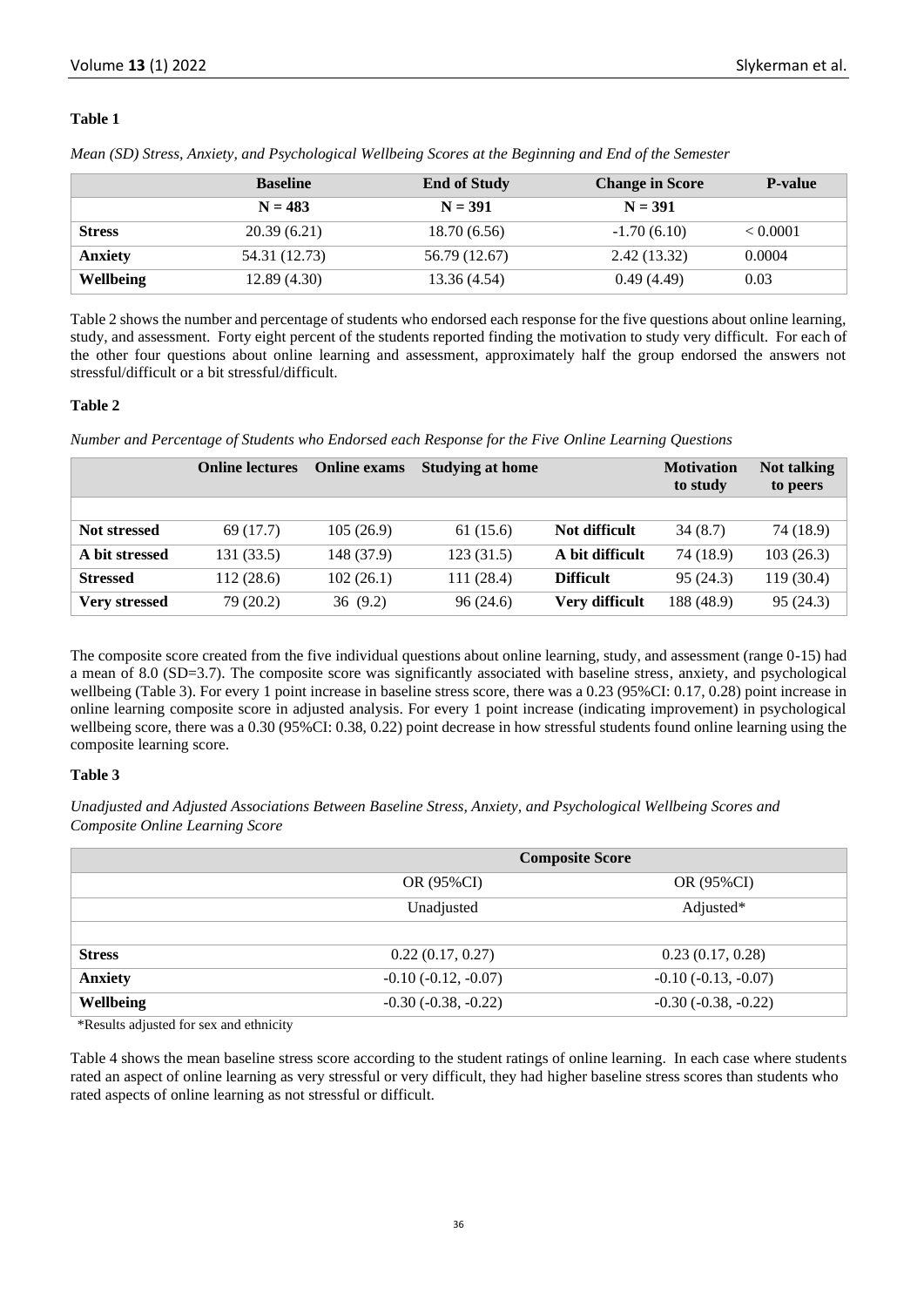**Table 1**

*Mean (SD) Stress, Anxiety, and Psychological Wellbeing Scores at the Beginning and End of the Semester*

| | **Baseline** | **End of Study** | **Change in Score** | **P-value** |
|---|---|---|---|---|
| | **N = 483** | **N = 391** | **N = 391** | |
| **Stress** | 20.39 (6.21) | 18.70 (6.56) | -1.70 (6.10) | < 0.0001 |
| **Anxiety** | 54.31 (12.73) | 56.79 (12.67) | 2.42 (13.32) | 0.0004 |
| **Wellbeing** | 12.89 (4.30) | 13.36 (4.54) | 0.49 (4.49) | 0.03 |

Table 2 shows the number and percentage of students who endorsed each response for the five questions about online learning, study, and assessment. Forty eight percent of the students reported finding the motivation to study very difficult. For each of the other four questions about online learning and assessment, approximately half the group endorsed the answers not stressful/difficult or a bit stressful/difficult.

**Table 2**

*Number and Percentage of Students who Endorsed each Response for the Five Online Learning Questions*

| | **Online lectures** | **Online exams** | **Studying at home** | | **Motivation to study** | **Not talking to peers** |
|---|---|---|---|---|---|---|
| **Not stressed** | 69 (17.7) | 105 (26.9) | 61 (15.6) | **Not difficult** | 34 (8.7) | 74 (18.9) |
| **A bit stressed** | 131 (33.5) | 148 (37.9) | 123 (31.5) | **A bit difficult** | 74 (18.9) | 103 (26.3) |
| **Stressed** | 112 (28.6) | 102 (26.1) | 111 (28.4) | **Difficult** | 95 (24.3) | 119 (30.4) |
| **Very stressed** | 79 (20.2) | 36 (9.2) | 96 (24.6) | **Very difficult** | 188 (48.9) | 95 (24.3) |

The composite score created from the five individual questions about online learning, study, and assessment (range 0-15) had a mean of 8.0 (SD=3.7). The composite score was significantly associated with baseline stress, anxiety, and psychological wellbeing (Table 3). For every 1 point increase in baseline stress score, there was a 0.23 (95%CI: 0.17, 0.28) point increase in online learning composite score in adjusted analysis. For every 1 point increase (indicating improvement) in psychological wellbeing score, there was a 0.30 (95%CI: 0.38, 0.22) point decrease in how stressful students found online learning using the composite learning score.

**Table 3**

*Unadjusted and Adjusted Associations Between Baseline Stress, Anxiety, and Psychological Wellbeing Scores and Composite Online Learning Score*

| | **Composite Score** | |
|---|---|---|
| | OR (95%CI) | OR (95%CI) |
| | Unadjusted | Adjusted* |
| **Stress** | 0.22 (0.17, 0.27) | 0.23 (0.17, 0.28) |
| **Anxiety** | -0.10 (-0.12, -0.07) | -0.10 (-0.13, -0.07) |
| **Wellbeing** | -0.30 (-0.38, -0.22) | -0.30 (-0.38, -0.22) |

*Results adjusted for sex and ethnicity

Table 4 shows the mean baseline stress score according to the student ratings of online learning. In each case where students rated an aspect of online learning as very stressful or very difficult, they had higher baseline stress scores than students who rated aspects of online learning as not stressful or difficult.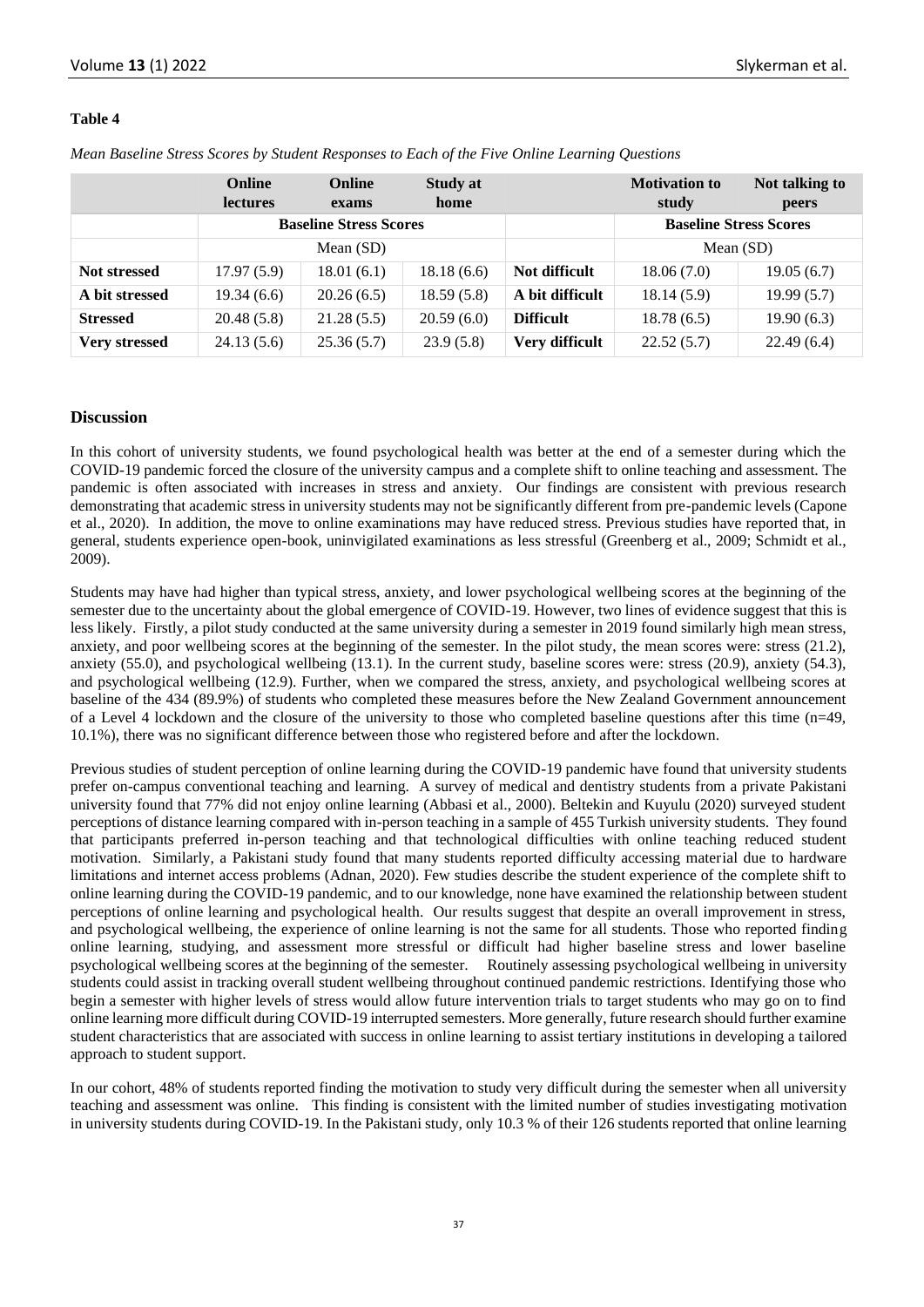**Table 4**

*Mean Baseline Stress Scores by Student Responses to Each of the Five Online Learning Questions*

| | Online lectures | Online exams | Study at home | | Motivation to study | Not talking to peers |
|---|---|---|---|---|---|---|
| | Baseline Stress Scores | | | | Baseline Stress Scores | |
| | Mean (SD) | | | | Mean (SD) | |
| **Not stressed** | 17.97 (5.9) | 18.01 (6.1) | 18.18 (6.6) | **Not difficult** | 18.06 (7.0) | 19.05 (6.7) |
| **A bit stressed** | 19.34 (6.6) | 20.26 (6.5) | 18.59 (5.8) | **A bit difficult** | 18.14 (5.9) | 19.99 (5.7) |
| **Stressed** | 20.48 (5.8) | 21.28 (5.5) | 20.59 (6.0) | **Difficult** | 18.78 (6.5) | 19.90 (6.3) |
| **Very stressed** | 24.13 (5.6) | 25.36 (5.7) | 23.9 (5.8) | **Very difficult** | 22.52 (5.7) | 22.49 (6.4) |

## Discussion

In this cohort of university students, we found psychological health was better at the end of a semester during which the COVID-19 pandemic forced the closure of the university campus and a complete shift to online teaching and assessment. The pandemic is often associated with increases in stress and anxiety. Our findings are consistent with previous research demonstrating that academic stress in university students may not be significantly different from pre-pandemic levels (Capone et al., 2020). In addition, the move to online examinations may have reduced stress. Previous studies have reported that, in general, students experience open-book, uninvigilated examinations as less stressful (Greenberg et al., 2009; Schmidt et al., 2009).

Students may have had higher than typical stress, anxiety, and lower psychological wellbeing scores at the beginning of the semester due to the uncertainty about the global emergence of COVID-19. However, two lines of evidence suggest that this is less likely. Firstly, a pilot study conducted at the same university during a semester in 2019 found similarly high mean stress, anxiety, and poor wellbeing scores at the beginning of the semester. In the pilot study, the mean scores were: stress (21.2), anxiety (55.0), and psychological wellbeing (13.1). In the current study, baseline scores were: stress (20.9), anxiety (54.3), and psychological wellbeing (12.9). Further, when we compared the stress, anxiety, and psychological wellbeing scores at baseline of the 434 (89.9%) of students who completed these measures before the New Zealand Government announcement of a Level 4 lockdown and the closure of the university to those who completed baseline questions after this time (n=49, 10.1%), there was no significant difference between those who registered before and after the lockdown.

Previous studies of student perception of online learning during the COVID-19 pandemic have found that university students prefer on-campus conventional teaching and learning. A survey of medical and dentistry students from a private Pakistani university found that 77% did not enjoy online learning (Abbasi et al., 2000). Beltekin and Kuyulu (2020) surveyed student perceptions of distance learning compared with in-person teaching in a sample of 455 Turkish university students. They found that participants preferred in-person teaching and that technological difficulties with online teaching reduced student motivation. Similarly, a Pakistani study found that many students reported difficulty accessing material due to hardware limitations and internet access problems (Adnan, 2020). Few studies describe the student experience of the complete shift to online learning during the COVID-19 pandemic, and to our knowledge, none have examined the relationship between student perceptions of online learning and psychological health. Our results suggest that despite an overall improvement in stress, and psychological wellbeing, the experience of online learning is not the same for all students. Those who reported finding online learning, studying, and assessment more stressful or difficult had higher baseline stress and lower baseline psychological wellbeing scores at the beginning of the semester. Routinely assessing psychological wellbeing in university students could assist in tracking overall student wellbeing throughout continued pandemic restrictions. Identifying those who begin a semester with higher levels of stress would allow future intervention trials to target students who may go on to find online learning more difficult during COVID-19 interrupted semesters. More generally, future research should further examine student characteristics that are associated with success in online learning to assist tertiary institutions in developing a tailored approach to student support.

In our cohort, 48% of students reported finding the motivation to study very difficult during the semester when all university teaching and assessment was online. This finding is consistent with the limited number of studies investigating motivation in university students during COVID-19. In the Pakistani study, only 10.3 % of their 126 students reported that online learning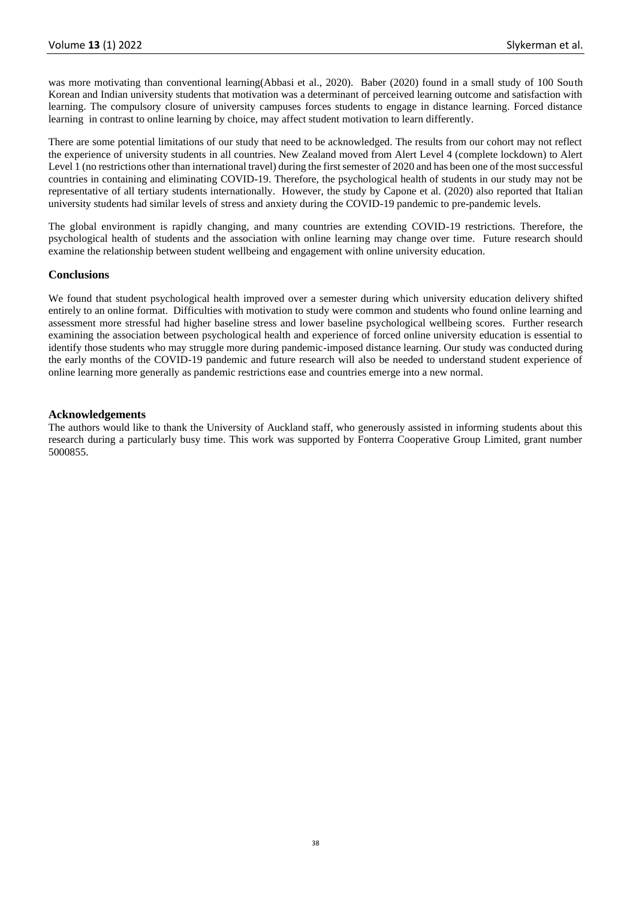was more motivating than conventional learning(Abbasi et al., 2020). Baber (2020) found in a small study of 100 South Korean and Indian university students that motivation was a determinant of perceived learning outcome and satisfaction with learning. The compulsory closure of university campuses forces students to engage in distance learning. Forced distance learning in contrast to online learning by choice, may affect student motivation to learn differently.

There are some potential limitations of our study that need to be acknowledged. The results from our cohort may not reflect the experience of university students in all countries. New Zealand moved from Alert Level 4 (complete lockdown) to Alert Level 1 (no restrictions other than international travel) during the first semester of 2020 and has been one of the most successful countries in containing and eliminating COVID-19. Therefore, the psychological health of students in our study may not be representative of all tertiary students internationally. However, the study by Capone et al. (2020) also reported that Italian university students had similar levels of stress and anxiety during the COVID-19 pandemic to pre-pandemic levels.

The global environment is rapidly changing, and many countries are extending COVID-19 restrictions. Therefore, the psychological health of students and the association with online learning may change over time. Future research should examine the relationship between student wellbeing and engagement with online university education.

## Conclusions

We found that student psychological health improved over a semester during which university education delivery shifted entirely to an online format. Difficulties with motivation to study were common and students who found online learning and assessment more stressful had higher baseline stress and lower baseline psychological wellbeing scores. Further research examining the association between psychological health and experience of forced online university education is essential to identify those students who may struggle more during pandemic-imposed distance learning. Our study was conducted during the early months of the COVID-19 pandemic and future research will also be needed to understand student experience of online learning more generally as pandemic restrictions ease and countries emerge into a new normal.

## Acknowledgements

The authors would like to thank the University of Auckland staff, who generously assisted in informing students about this research during a particularly busy time. This work was supported by Fonterra Cooperative Group Limited, grant number 5000855.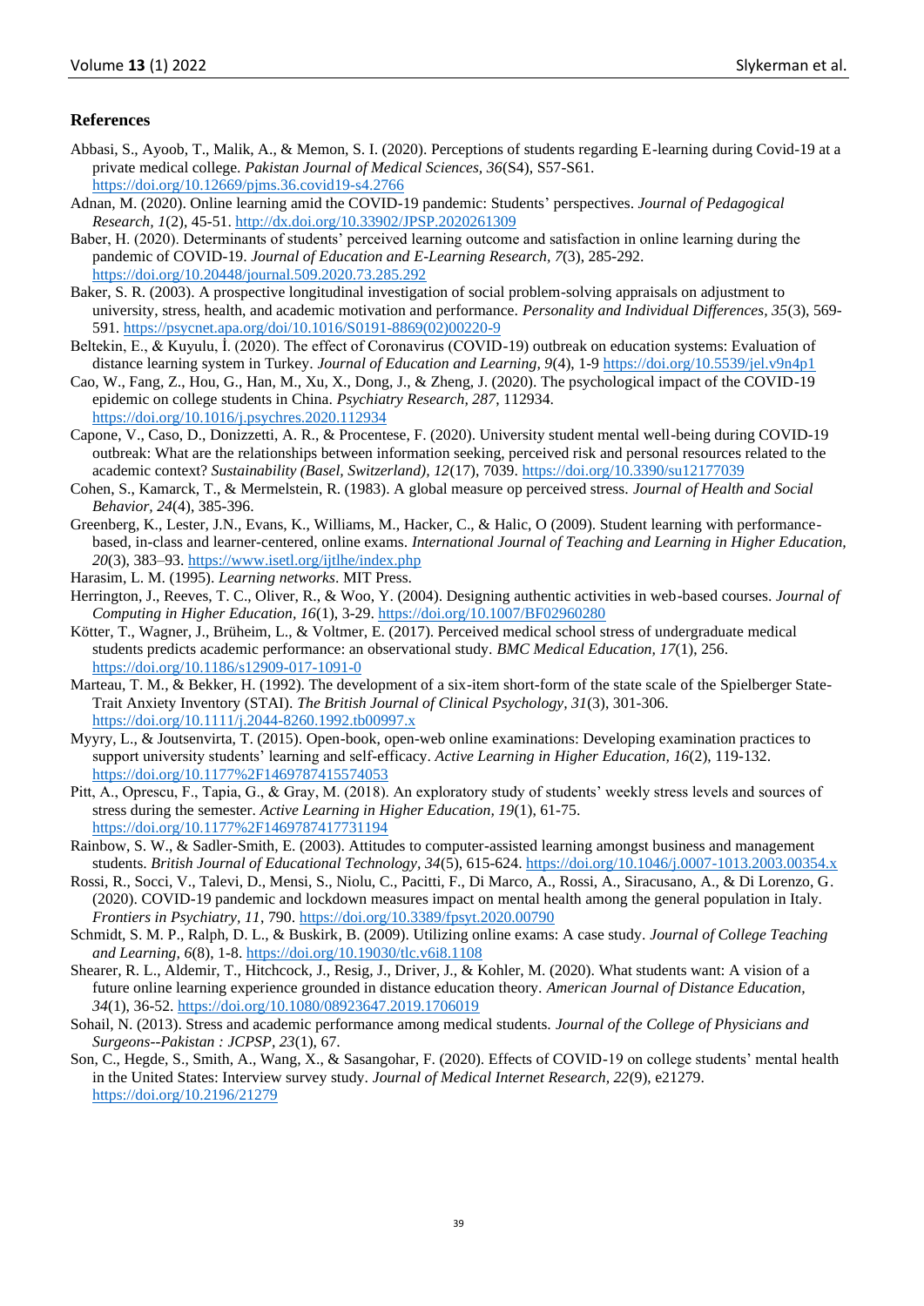## References

Abbasi, S., Ayoob, T., Malik, A., & Memon, S. I. (2020). Perceptions of students regarding E-learning during Covid-19 at a private medical college. *Pakistan Journal of Medical Sciences, 36*(S4), S57-S61. https://doi.org/10.12669/pjms.36.covid19-s4.2766

Adnan, M. (2020). Online learning amid the COVID-19 pandemic: Students' perspectives. *Journal of Pedagogical Research, 1*(2), 45-51. http://dx.doi.org/10.33902/JPSP.2020261309

Baber, H. (2020). Determinants of students' perceived learning outcome and satisfaction in online learning during the pandemic of COVID-19. *Journal of Education and E-Learning Research, 7*(3), 285-292. https://doi.org/10.20448/journal.509.2020.73.285.292

Baker, S. R. (2003). A prospective longitudinal investigation of social problem-solving appraisals on adjustment to university, stress, health, and academic motivation and performance. *Personality and Individual Differences, 35*(3), 569-591. https://psycnet.apa.org/doi/10.1016/S0191-8869(02)00220-9

Beltekin, E., & Kuyulu, İ. (2020). The effect of Coronavirus (COVID-19) outbreak on education systems: Evaluation of distance learning system in Turkey. *Journal of Education and Learning, 9*(4), 1-9 https://doi.org/10.5539/jel.v9n4p1

Cao, W., Fang, Z., Hou, G., Han, M., Xu, X., Dong, J., & Zheng, J. (2020). The psychological impact of the COVID-19 epidemic on college students in China. *Psychiatry Research, 287*, 112934. https://doi.org/10.1016/j.psychres.2020.112934

Capone, V., Caso, D., Donizzetti, A. R., & Procentese, F. (2020). University student mental well-being during COVID-19 outbreak: What are the relationships between information seeking, perceived risk and personal resources related to the academic context? *Sustainability (Basel, Switzerland), 12*(17), 7039. https://doi.org/10.3390/su12177039

Cohen, S., Kamarck, T., & Mermelstein, R. (1983). A global measure op perceived stress. *Journal of Health and Social Behavior, 24*(4), 385-396.

Greenberg, K., Lester, J.N., Evans, K., Williams, M., Hacker, C., & Halic, O (2009). Student learning with performance-based, in-class and learner-centered, online exams. *International Journal of Teaching and Learning in Higher Education, 20*(3), 383–93. https://www.isetl.org/ijtlhe/index.php

Harasim, L. M. (1995). *Learning networks*. MIT Press.

Herrington, J., Reeves, T. C., Oliver, R., & Woo, Y. (2004). Designing authentic activities in web-based courses. *Journal of Computing in Higher Education, 16*(1), 3-29. https://doi.org/10.1007/BF02960280

Kötter, T., Wagner, J., Brüheim, L., & Voltmer, E. (2017). Perceived medical school stress of undergraduate medical students predicts academic performance: an observational study. *BMC Medical Education, 17*(1), 256. https://doi.org/10.1186/s12909-017-1091-0

Marteau, T. M., & Bekker, H. (1992). The development of a six-item short-form of the state scale of the Spielberger State-Trait Anxiety Inventory (STAI). *The British Journal of Clinical Psychology, 31*(3), 301-306. https://doi.org/10.1111/j.2044-8260.1992.tb00997.x

Myyry, L., & Joutsenvirta, T. (2015). Open-book, open-web online examinations: Developing examination practices to support university students' learning and self-efficacy. *Active Learning in Higher Education, 16*(2), 119-132. https://doi.org/10.1177%2F1469787415574053

Pitt, A., Oprescu, F., Tapia, G., & Gray, M. (2018). An exploratory study of students' weekly stress levels and sources of stress during the semester. *Active Learning in Higher Education, 19*(1), 61-75. https://doi.org/10.1177%2F1469787417731194

Rainbow, S. W., & Sadler-Smith, E. (2003). Attitudes to computer-assisted learning amongst business and management students. *British Journal of Educational Technology, 34*(5), 615-624. https://doi.org/10.1046/j.0007-1013.2003.00354.x

Rossi, R., Socci, V., Talevi, D., Mensi, S., Niolu, C., Pacitti, F., Di Marco, A., Rossi, A., Siracusano, A., & Di Lorenzo, G. (2020). COVID-19 pandemic and lockdown measures impact on mental health among the general population in Italy. *Frontiers in Psychiatry, 11*, 790. https://doi.org/10.3389/fpsyt.2020.00790

Schmidt, S. M. P., Ralph, D. L., & Buskirk, B. (2009). Utilizing online exams: A case study. *Journal of College Teaching and Learning, 6*(8), 1-8. https://doi.org/10.19030/tlc.v6i8.1108

Shearer, R. L., Aldemir, T., Hitchcock, J., Resig, J., Driver, J., & Kohler, M. (2020). What students want: A vision of a future online learning experience grounded in distance education theory. *American Journal of Distance Education, 34*(1), 36-52. https://doi.org/10.1080/08923647.2019.1706019

Sohail, N. (2013). Stress and academic performance among medical students. *Journal of the College of Physicians and Surgeons--Pakistan : JCPSP, 23*(1), 67.

Son, C., Hegde, S., Smith, A., Wang, X., & Sasangohar, F. (2020). Effects of COVID-19 on college students' mental health in the United States: Interview survey study. *Journal of Medical Internet Research, 22*(9), e21279. https://doi.org/10.2196/21279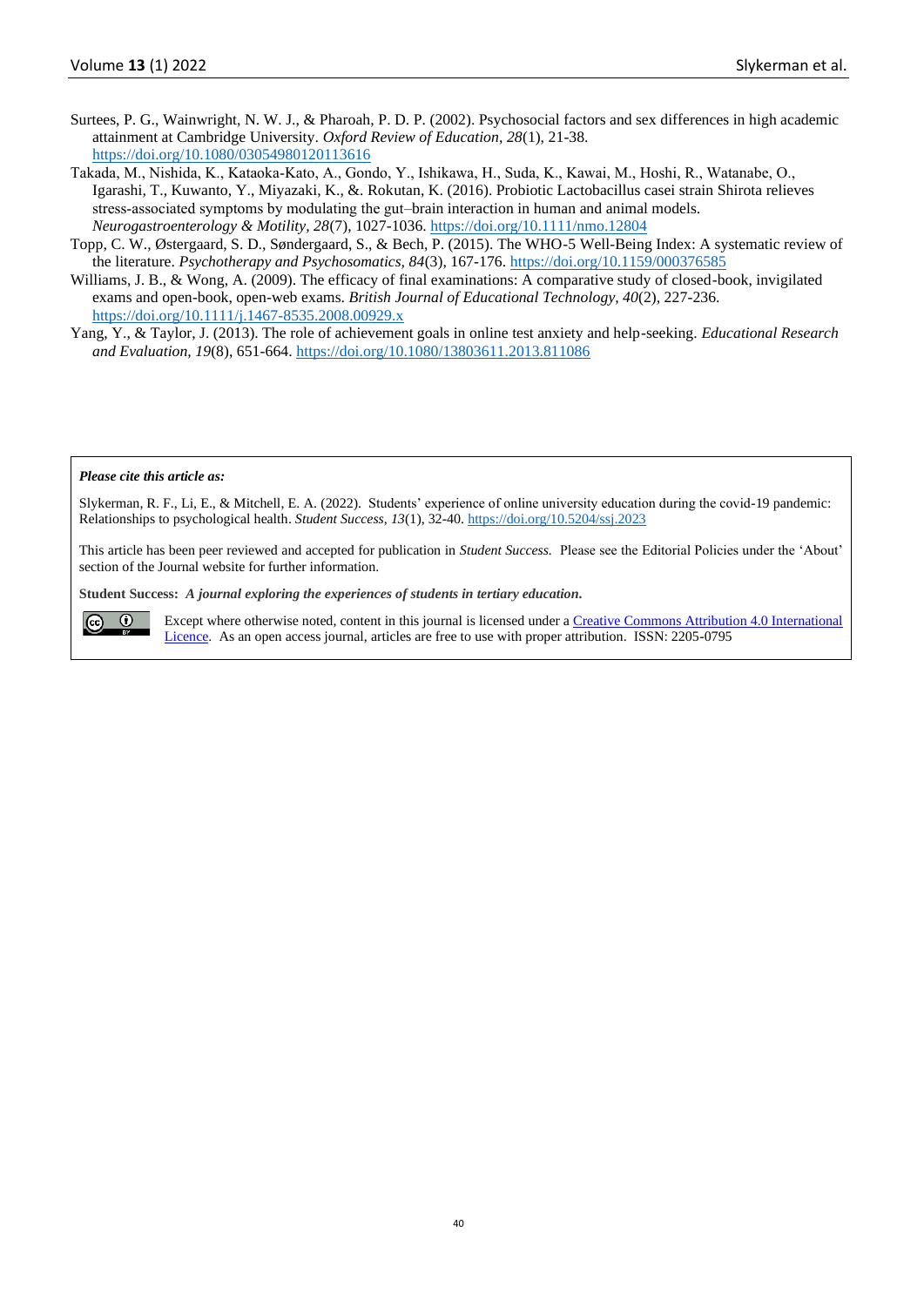Surtees, P. G., Wainwright, N. W. J., & Pharoah, P. D. P. (2002). Psychosocial factors and sex differences in high academic attainment at Cambridge University. *Oxford Review of Education, 28*(1), 21-38. https://doi.org/10.1080/03054980120113616

Takada, M., Nishida, K., Kataoka-Kato, A., Gondo, Y., Ishikawa, H., Suda, K., Kawai, M., Hoshi, R., Watanabe, O., Igarashi, T., Kuwanto, Y., Miyazaki, K., &. Rokutan, K. (2016). Probiotic Lactobacillus casei strain Shirota relieves stress-associated symptoms by modulating the gut–brain interaction in human and animal models. *Neurogastroenterology & Motility, 28*(7), 1027-1036. https://doi.org/10.1111/nmo.12804

Topp, C. W., Østergaard, S. D., Søndergaard, S., & Bech, P. (2015). The WHO-5 Well-Being Index: A systematic review of the literature. *Psychotherapy and Psychosomatics, 84*(3), 167-176. https://doi.org/10.1159/000376585

Williams, J. B., & Wong, A. (2009). The efficacy of final examinations: A comparative study of closed-book, invigilated exams and open-book, open-web exams. *British Journal of Educational Technology, 40*(2), 227-236. https://doi.org/10.1111/j.1467-8535.2008.00929.x

Yang, Y., & Taylor, J. (2013). The role of achievement goals in online test anxiety and help-seeking. *Educational Research and Evaluation, 19*(8), 651-664. https://doi.org/10.1080/13803611.2013.811086

***Please cite this article as:***

Slykerman, R. F., Li, E., & Mitchell, E. A. (2022). Students' experience of online university education during the covid-19 pandemic: Relationships to psychological health. *Student Success, 13*(1), 32-40. https://doi.org/10.5204/ssj.2023

This article has been peer reviewed and accepted for publication in *Student Success.* Please see the Editorial Policies under the 'About' section of the Journal website for further information.

**Student Success:** ***A journal exploring the experiences of students in tertiary education.***

Except where otherwise noted, content in this journal is licensed under a Creative Commons Attribution 4.0 International Licence. As an open access journal, articles are free to use with proper attribution. ISSN: 2205-0795